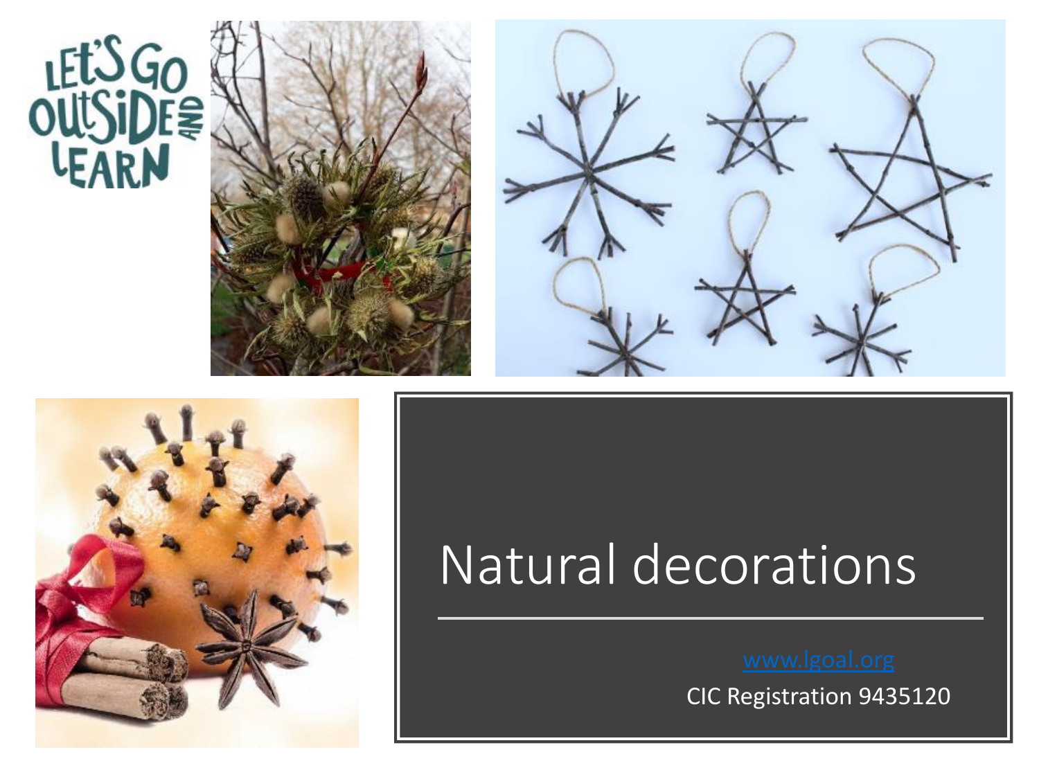# Natural decorations

[www.lgoal.org](http://www.lgoal.org)

CIC Registration 9435120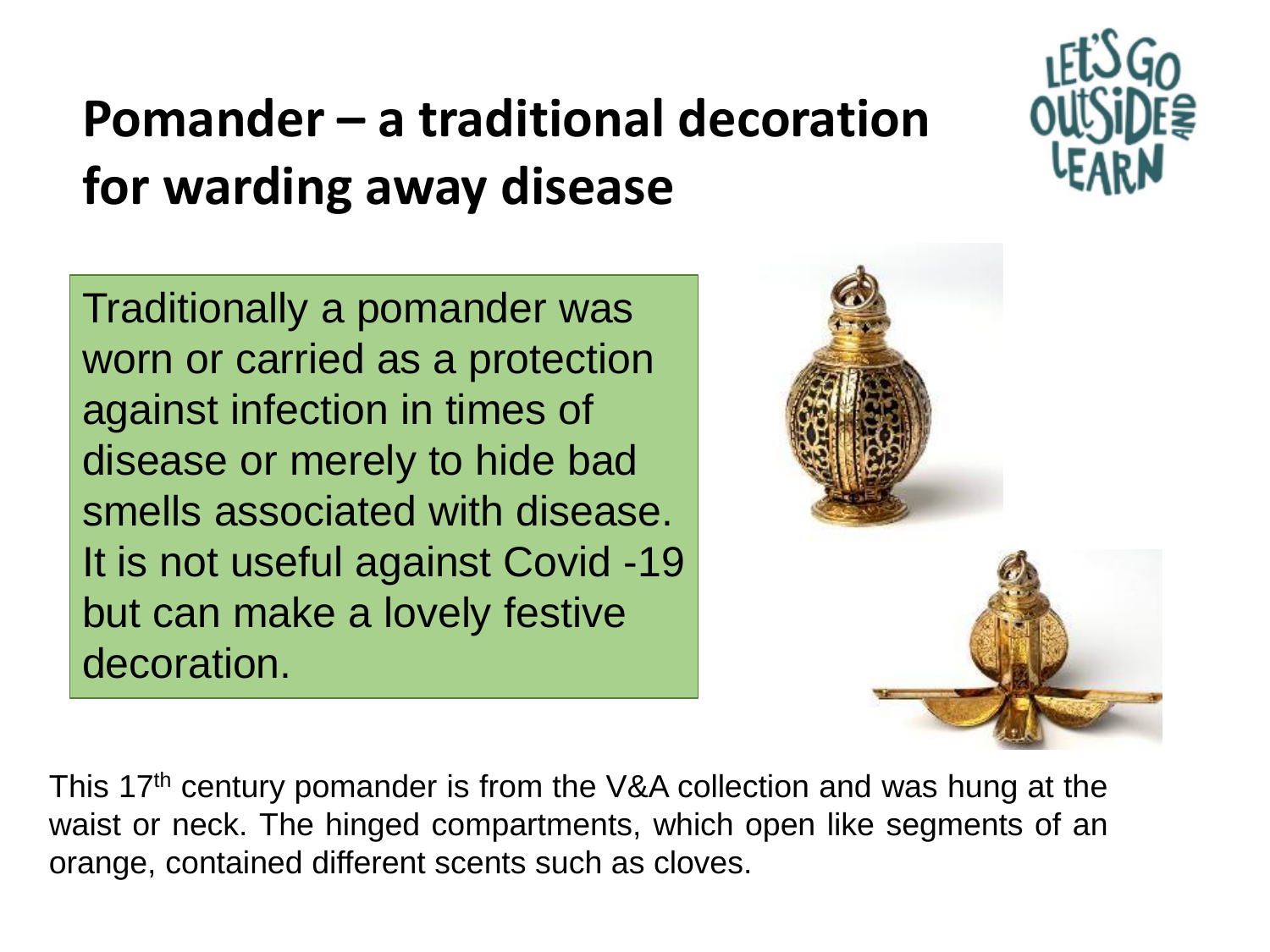# Pomander – a traditional decoration for warding away disease

Traditionally a pomander was worn or carried as a protection against infection in times of disease or merely to hide bad smells associated with disease. It is not useful against Covid -19 but can make a lovely festive decoration.

This 17th century pomander is from the V&A collection and was hung at the waist or neck. The hinged compartments, which open like segments of an orange, contained different scents such as cloves.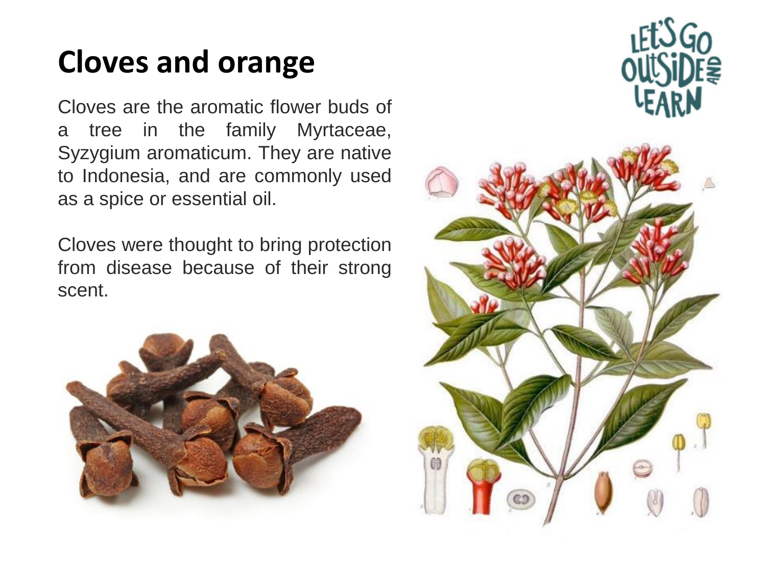# Cloves and orange

Cloves are the aromatic flower buds of a tree in the family Myrtaceae, Syzygium aromaticum. They are native to Indonesia, and are commonly used as a spice or essential oil.

Cloves were thought to bring protection from disease because of their strong scent.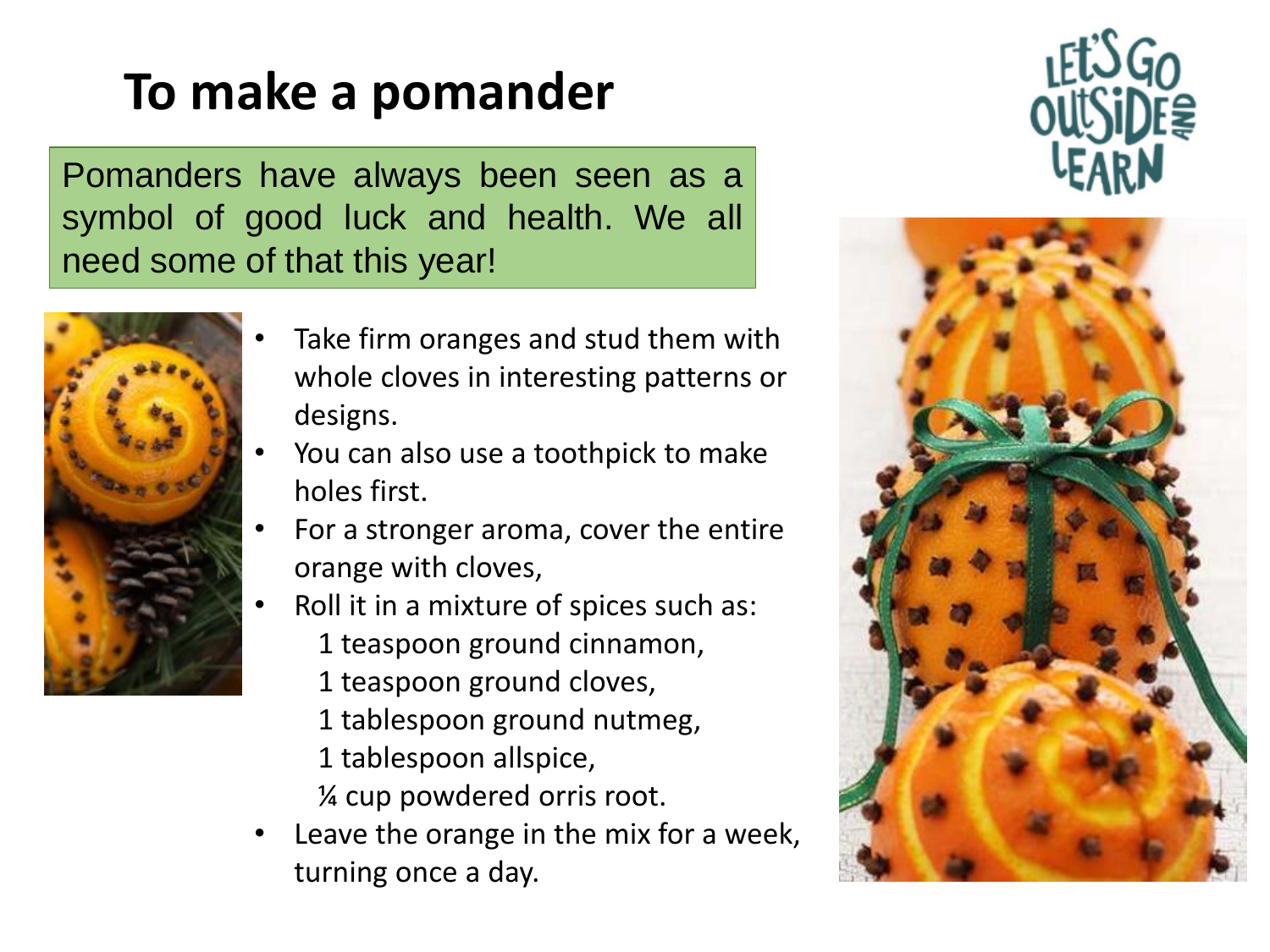# To make a pomander

Pomanders have always been seen as a symbol of good luck and health. We all need some of that this year!

- Take firm oranges and stud them with whole cloves in interesting patterns or designs.
- You can also use a toothpick to make holes first.
- For a stronger aroma, cover the entire orange with cloves,
- Roll it in a mixture of spices such as:
  1 teaspoon ground cinnamon,
  1 teaspoon ground cloves,
  1 tablespoon ground nutmeg,
  1 tablespoon allspice,
  ¼ cup powdered orris root.
- Leave the orange in the mix for a week, turning once a day.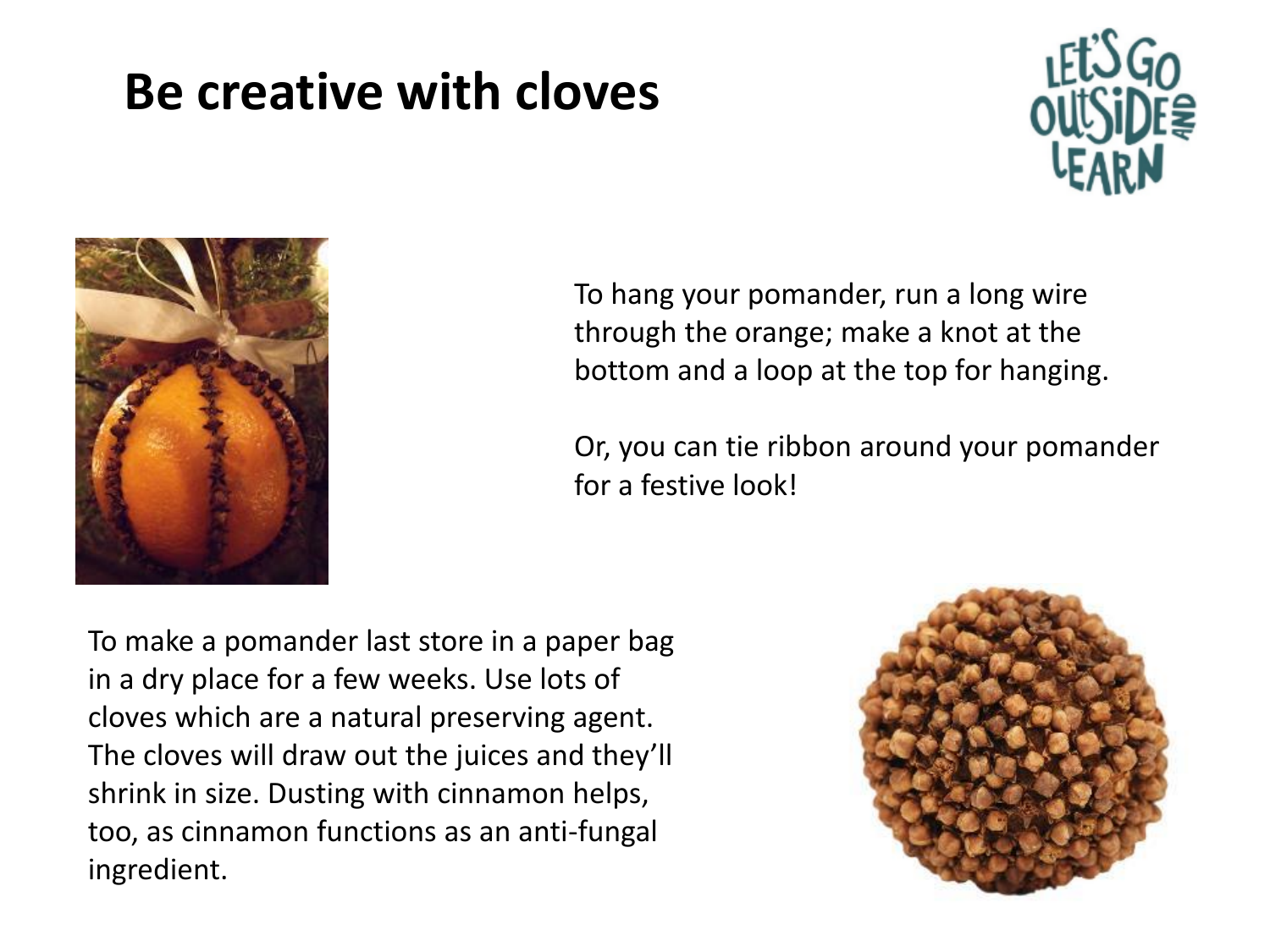# Be creative with cloves

To hang your pomander, run a long wire through the orange; make a knot at the bottom and a loop at the top for hanging.

Or, you can tie ribbon around your pomander for a festive look!

To make a pomander last store in a paper bag in a dry place for a few weeks. Use lots of cloves which are a natural preserving agent. The cloves will draw out the juices and they'll shrink in size. Dusting with cinnamon helps, too, as cinnamon functions as an anti-fungal ingredient.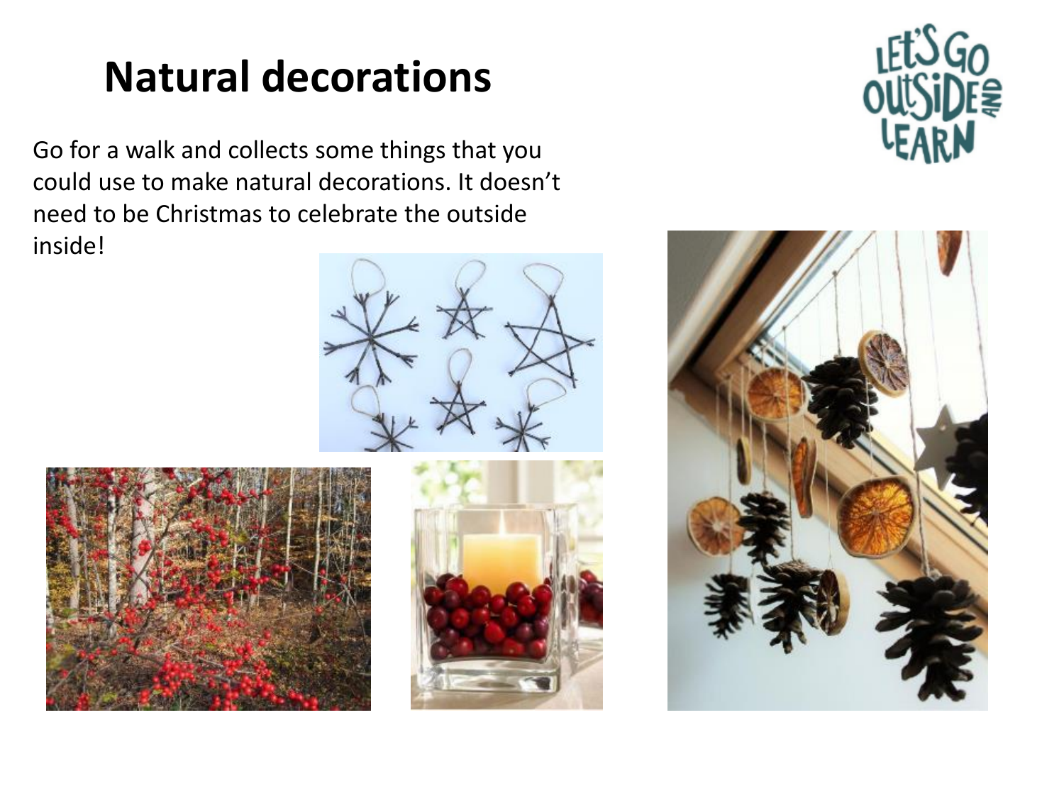# Natural decorations

Go for a walk and collects some things that you could use to make natural decorations. It doesn't need to be Christmas to celebrate the outside inside!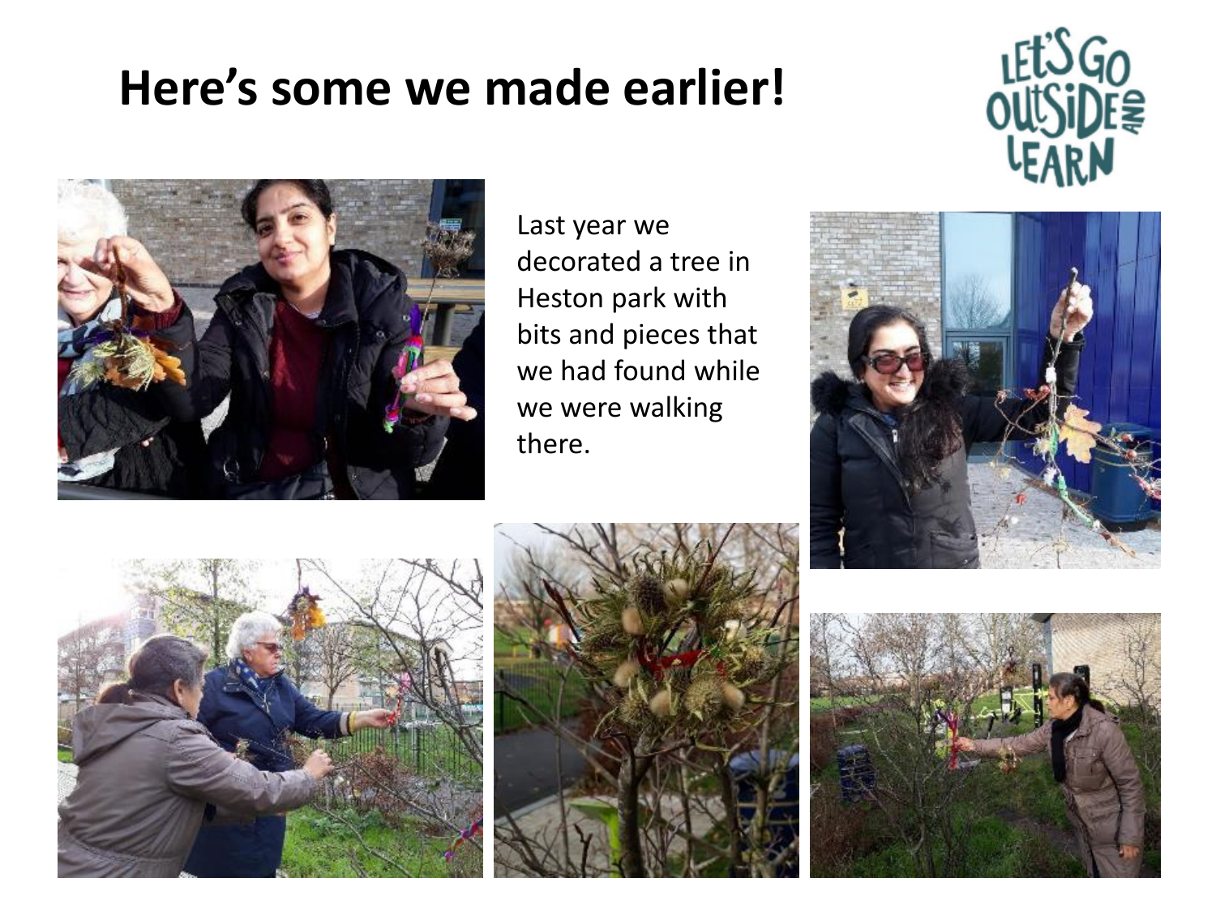# Here's some we made earlier!

Last year we decorated a tree in Heston park with bits and pieces that we had found while we were walking there.